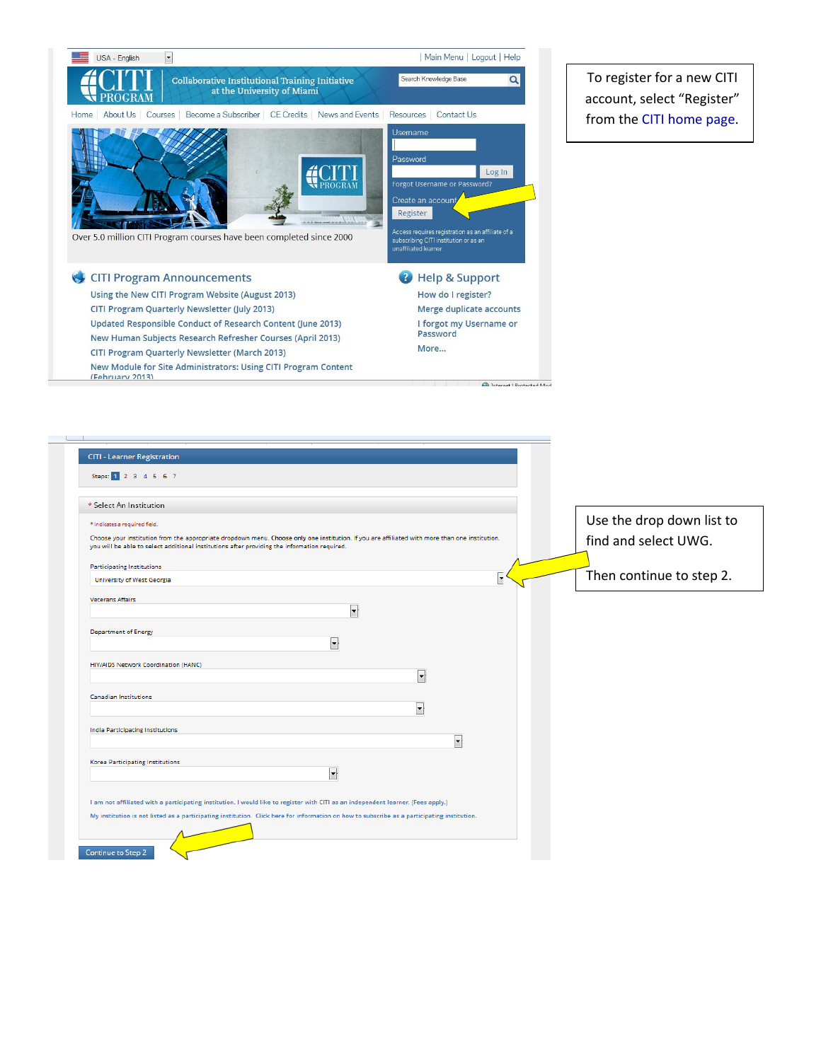To register for a new CITI account, select "Register" from the CITI home page.

Use the drop down list to find and select UWG.

Then continue to step 2.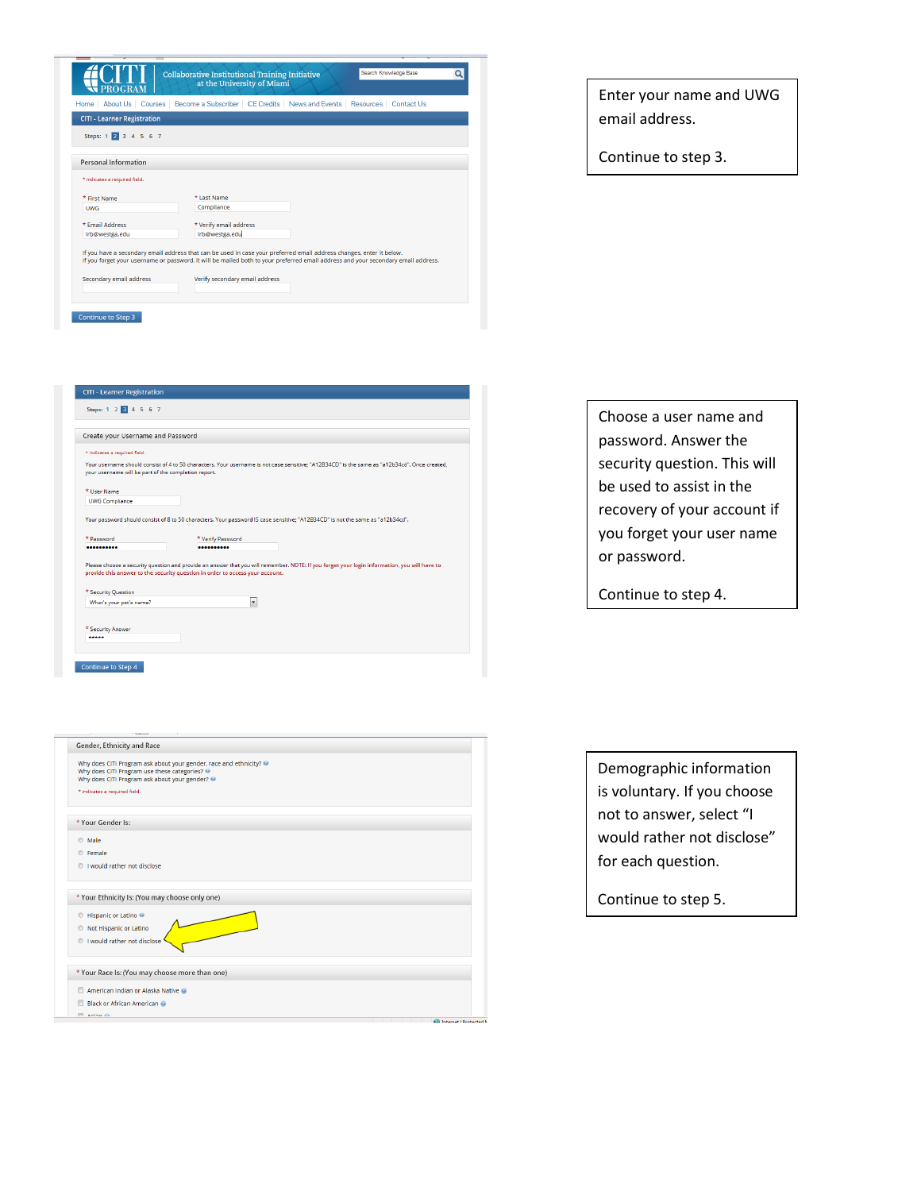CITI PROGRAM
Collaborative Institutional Training Initiative at the University of Miami

Search Knowledge Base

Home | About Us | Courses | Become a Subscriber | CE Credits | News and Events | Resources | Contact Us

CITI - Learner Registration

Steps: 1 2 3 4 5 6 7

Personal Information

\* indicates a required field.

\* First Name: UWG
\* Last Name: Compliance

\* Email Address: irb@westga.edu
\* Verify email address: irb@westga.edu

If you have a secondary email address that can be used in case your preferred email address changes, enter it below.
If you forget your username or password, it will be mailed both to your preferred email address and your secondary email address.

Secondary email address
Verify secondary email address

Continue to Step 3

Enter your name and UWG email address.

Continue to step 3.

CITI - Learner Registration

Steps: 1 2 3 4 5 6 7

Create your Username and Password

\* indicates a required field.

Your username should consist of 4 to 50 characters. Your username is not case sensitive; "A12B34CD" is the same as "a12b34cd". Once created, your username will be part of the completion report.

\* User Name: UWG Compliance

Your password should consist of 8 to 50 characters. Your password IS case sensitive; "A12B34CD" is not the same as "a12b34cd".

\* Password: ••••••••••
\* Verify Password: ••••••••••

Please choose a security question and provide an answer that you will remember. NOTE: If you forget your login information, you will have to provide this answer to the security question in order to access your account.

\* Security Question: What's your pet's name?

\* Security Answer: •••••

Continue to Step 4

Choose a user name and password. Answer the security question. This will be used to assist in the recovery of your account if you forget your user name or password.

Continue to step 4.

Gender, Ethnicity and Race

Why does CITI Program ask about your gender, race and ethnicity?
Why does CITI Program use these categories?
Why does CITI Program ask about your gender?

\* indicates a required field.

\* Your Gender Is:

- Male
- Female
- I would rather not disclose

\* Your Ethnicity Is: (You may choose only one)

- Hispanic or Latino
- Not Hispanic or Latino
- I would rather not disclose

\* Your Race Is: (You may choose more than one)

- American Indian or Alaska Native
- Black or African American
- Asian

Demographic information is voluntary. If you choose not to answer, select "I would rather not disclose" for each question.

Continue to step 5.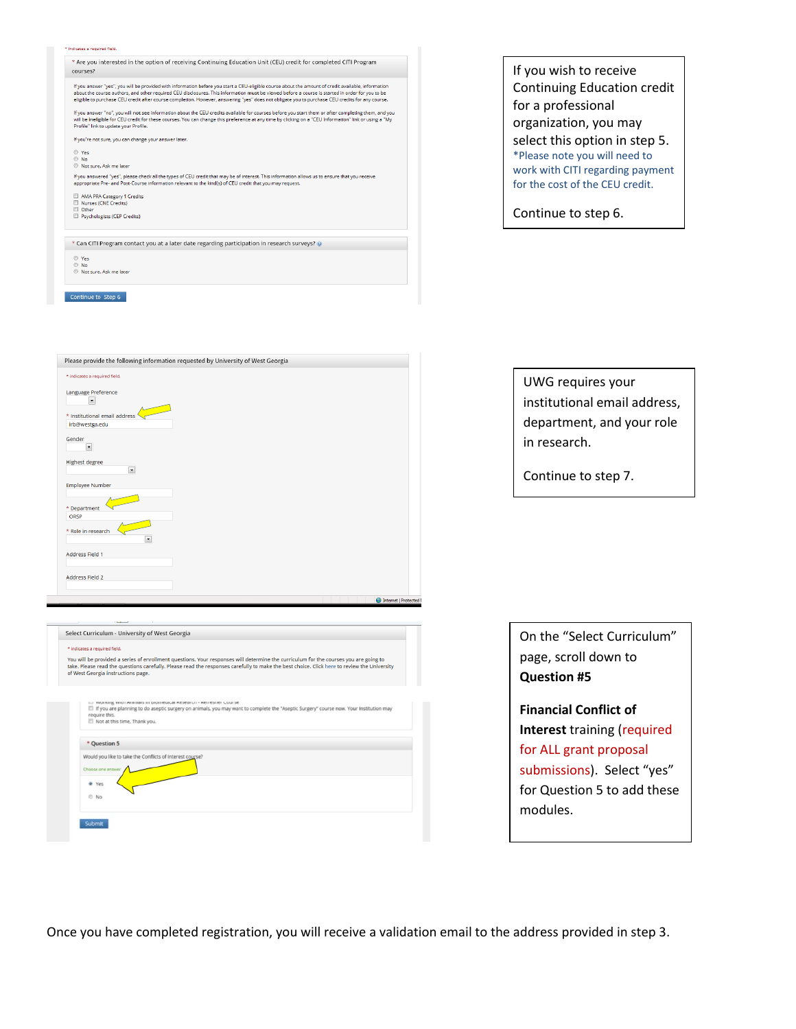* indicates a required field.

* Are you interested in the option of receiving Continuing Education Unit (CEU) credit for completed CITI Program courses?

If you answer "yes", you will be provided with information before you start a CEU-eligible course about the amount of credit available, information about the course authors, and other required CEU disclosures. This information must be viewed before a course is started in order for you to be eligible to purchase CEU credit after course completion. However, answering "yes" does not obligate you to purchase CEU credits for any course.

If you answer "no", you will not see information about the CEU credits available for courses before you start them or after completing them, and you will be ineligible for CEU credit for these courses. You can change this preference at any time by clicking on a "CEU Information" link or using a "My Profile" link to update your Profile.

If you're not sure, you can change your answer later.

- Yes
- No
- Not sure. Ask me later

If you answered "yes", please check all the types of CEU credit that may be of interest. This information allows us to ensure that you receive appropriate Pre- and Post-Course information relevant to the kind(s) of CEU credit that you may request.

- AMA PRA Category 1 Credits
- Nurses (CNE Credits)
- Other
- Psychologists (CEP Credits)

* Can CITI Program contact you at a later date regarding participation in research surveys?

- Yes
- No
- Not sure. Ask me later

Continue to Step 6

If you wish to receive Continuing Education credit for a professional organization, you may select this option in step 5. *Please note you will need to work with CITI regarding payment for the cost of the CEU credit.

Continue to step 6.

Please provide the following information requested by University of West Georgia

* indicates a required field.

Language Preference

* Institutional email address

irb@westga.edu

Gender

Highest degree

Employee Number

* Department

ORSP

* Role in research

Address Field 1

Address Field 2

UWG requires your institutional email address, department, and your role in research.

Continue to step 7.

Select Curriculum - University of West Georgia

* indicates a required field.

You will be provided a series of enrollment questions. Your responses will determine the curriculum for the courses you are going to take. Please read the questions carefully. Please read the responses carefully to make the best choice. Click here to review the University of West Georgia instructions page.

- If you are planning to do aseptic surgery on animals, you may want to complete the "Aseptic Surgery" course now. Your institution may require this.
- Not at this time, Thank you.

* Question 5

Would you like to take the Conflicts of Interest course?

Choose one answer

- Yes
- No

Submit

On the "Select Curriculum" page, scroll down to **Question #5**

**Financial Conflict of Interest** training (required for ALL grant proposal submissions). Select "yes" for Question 5 to add these modules.

Once you have completed registration, you will receive a validation email to the address provided in step 3.